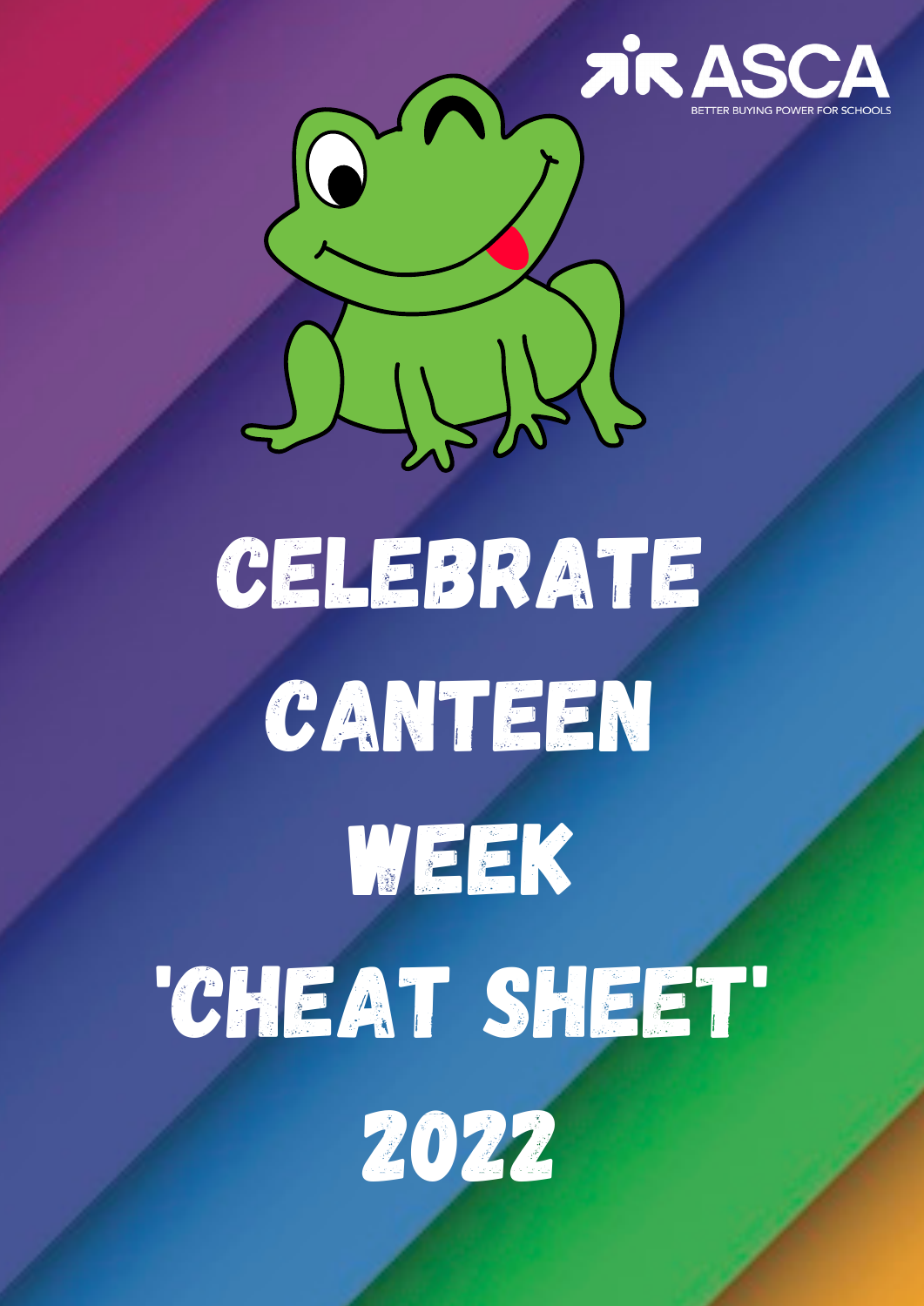ASCA

BETTER BUYING POWER FOR SCHOOLS

# CELEBRATE CANTEEN WEEK 'CHEAT SHEET' 2022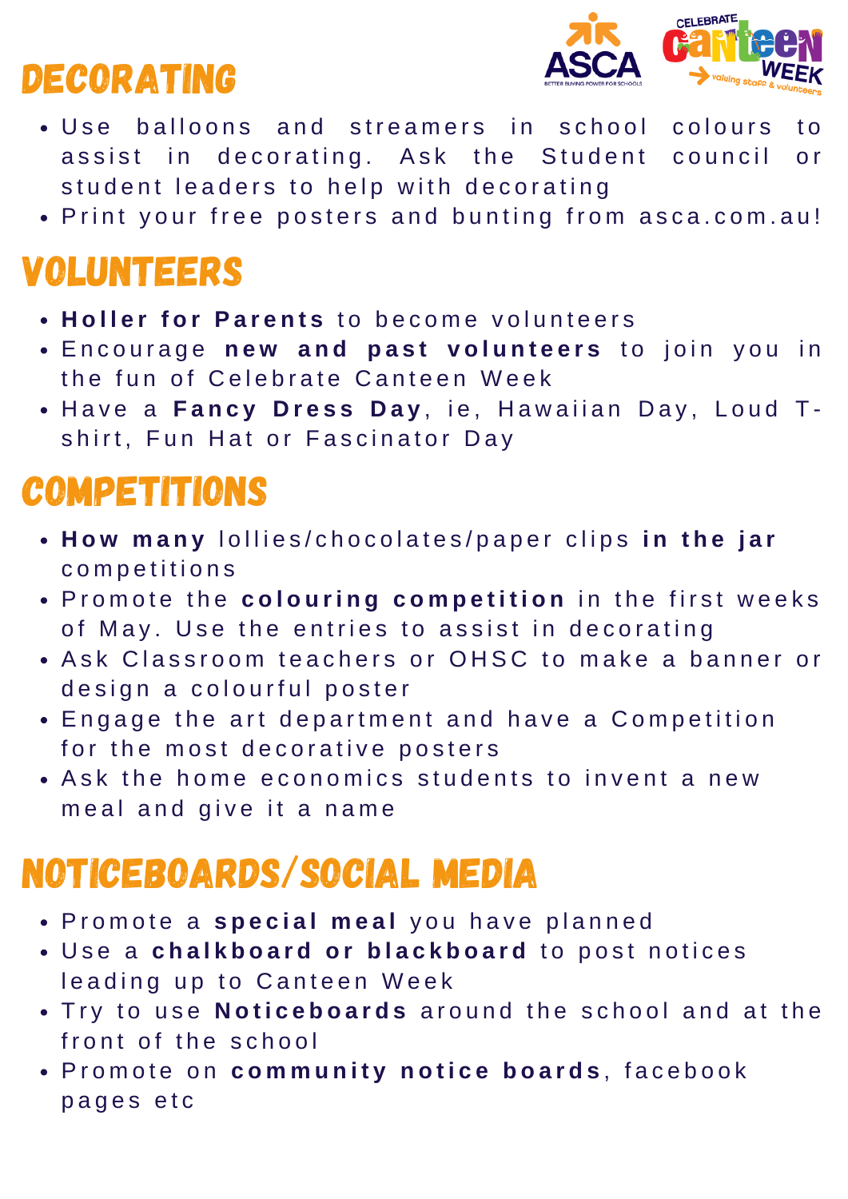## DECORATING

- Use balloons and streamers in school colours to assist in decorating. Ask the Student council or student leaders to help with decorating
- Print your free posters and bunting from asca.com.au!

## VOLUNTEERS

- **Holler for Parents** to become volunteers
- Encourage **new and past volunteers** to join you in the fun of Celebrate Canteen Week
- Have a **Fancy Dress Day**, ie, Hawaiian Day, Loud T-shirt, Fun Hat or Fascinator Day

## COMPETITIONS

- **How many** lollies/chocolates/paper clips **in the jar** competitions
- Promote the **colouring competition** in the first weeks of May. Use the entries to assist in decorating
- Ask Classroom teachers or OHSC to make a banner or design a colourful poster
- Engage the art department and have a Competition for the most decorative posters
- Ask the home economics students to invent a new meal and give it a name

## NOTICEBOARDS/SOCIAL MEDIA

- Promote a **special meal** you have planned
- Use a **chalkboard or blackboard** to post notices leading up to Canteen Week
- Try to use **Noticeboards** around the school and at the front of the school
- Promote on **community notice boards**, facebook pages etc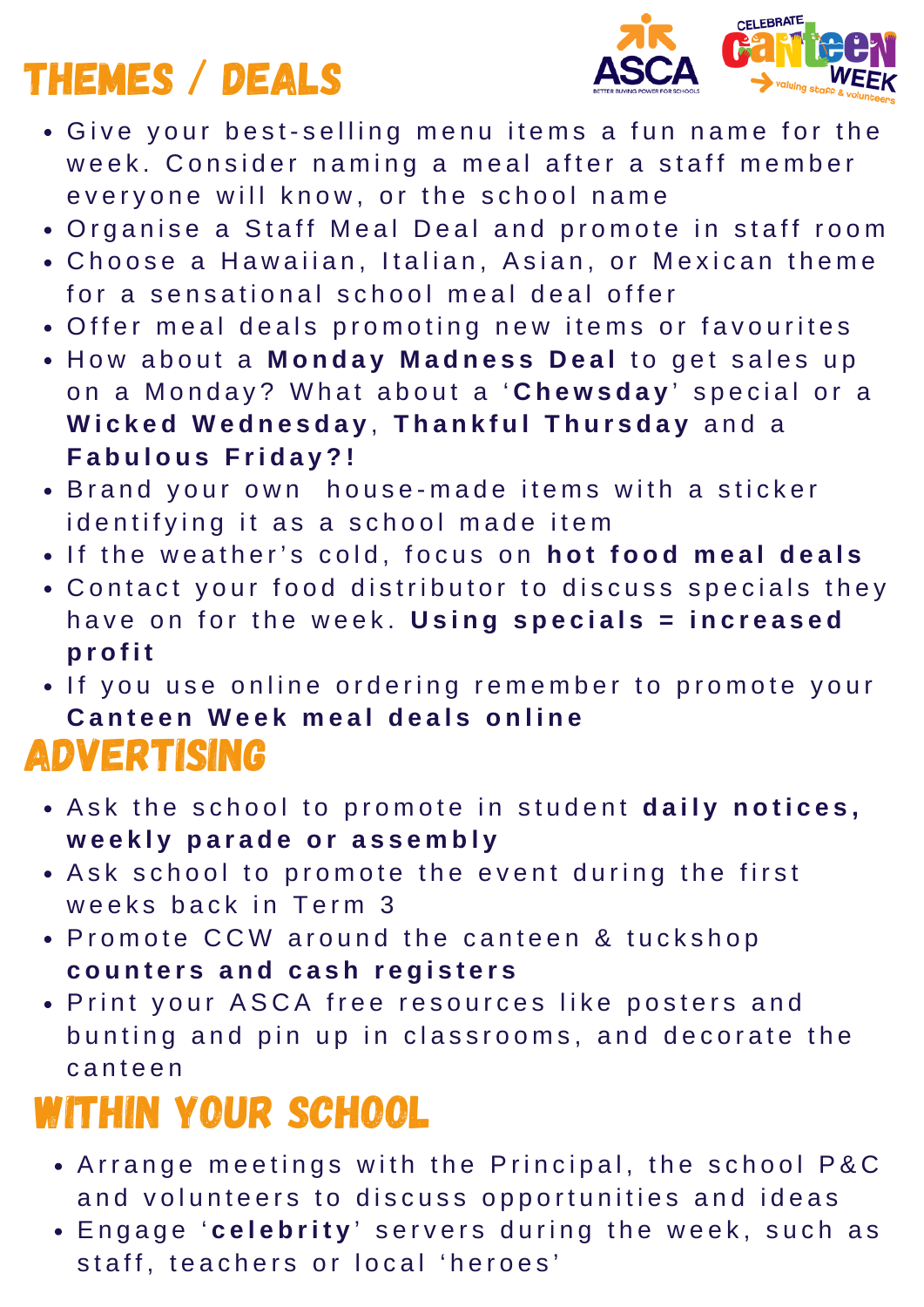# THEMES / DEALS

- Give your best-selling menu items a fun name for the week. Consider naming a meal after a staff member everyone will know, or the school name
- Organise a Staff Meal Deal and promote in staff room
- Choose a Hawaiian, Italian, Asian, or Mexican theme for a sensational school meal deal offer
- Offer meal deals promoting new items or favourites
- How about a **Monday Madness Deal** to get sales up on a Monday? What about a '**Chewsday**' special or a **Wicked Wednesday**, **Thankful Thursday** and a **Fabulous Friday?!**
- Brand your own house-made items with a sticker identifying it as a school made item
- If the weather's cold, focus on **hot food meal deals**
- Contact your food distributor to discuss specials they have on for the week. **Using specials = increased profit**
- If you use online ordering remember to promote your **Canteen Week meal deals online**

# ADVERTISING

- Ask the school to promote in student **daily notices, weekly parade or assembly**
- Ask school to promote the event during the first weeks back in Term 3
- Promote CCW around the canteen & tuckshop **counters and cash registers**
- Print your ASCA free resources like posters and bunting and pin up in classrooms, and decorate the canteen

# WITHIN YOUR SCHOOL

- Arrange meetings with the Principal, the school P&C and volunteers to discuss opportunities and ideas
- Engage '**celebrity**' servers during the week, such as staff, teachers or local 'heroes'